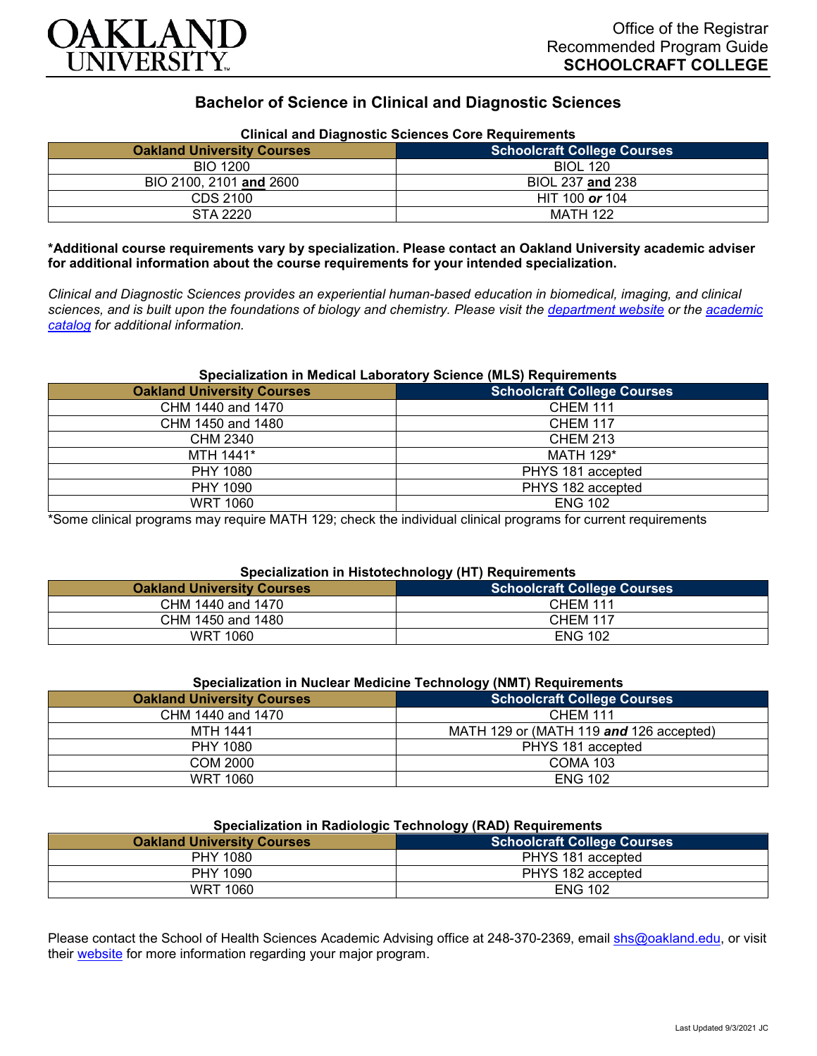Office of the Registrar
Recommended Program Guide
**SCHOOLCRAFT COLLEGE**

# Bachelor of Science in Clinical and Diagnostic Sciences

### Clinical and Diagnostic Sciences Core Requirements

| Oakland University Courses | Schoolcraft College Courses |
|---|---|
| BIO 1200 | BIOL 120 |
| BIO 2100, 2101 **and** 2600 | BIOL 237 **and** 238 |
| CDS 2100 | HIT 100 ***or*** 104 |
| STA 2220 | MATH 122 |

**\*Additional course requirements vary by specialization. Please contact an Oakland University academic adviser for additional information about the course requirements for your intended specialization.**

*Clinical and Diagnostic Sciences provides an experiential human-based education in biomedical, imaging, and clinical sciences, and is built upon the foundations of biology and chemistry. Please visit the [department website]() or the [academic catalog]() for additional information.*

### Specialization in Medical Laboratory Science (MLS) Requirements

| Oakland University Courses | Schoolcraft College Courses |
|---|---|
| CHM 1440 and 1470 | CHEM 111 |
| CHM 1450 and 1480 | CHEM 117 |
| CHM 2340 | CHEM 213 |
| MTH 1441* | MATH 129* |
| PHY 1080 | PHYS 181 accepted |
| PHY 1090 | PHYS 182 accepted |
| WRT 1060 | ENG 102 |

*Some clinical programs may require MATH 129; check the individual clinical programs for current requirements

### Specialization in Histotechnology (HT) Requirements

| Oakland University Courses | Schoolcraft College Courses |
|---|---|
| CHM 1440 and 1470 | CHEM 111 |
| CHM 1450 and 1480 | CHEM 117 |
| WRT 1060 | ENG 102 |

### Specialization in Nuclear Medicine Technology (NMT) Requirements

| Oakland University Courses | Schoolcraft College Courses |
|---|---|
| CHM 1440 and 1470 | CHEM 111 |
| MTH 1441 | MATH 129 or (MATH 119 ***and*** 126 accepted) |
| PHY 1080 | PHYS 181 accepted |
| COM 2000 | COMA 103 |
| WRT 1060 | ENG 102 |

### Specialization in Radiologic Technology (RAD) Requirements

| Oakland University Courses | Schoolcraft College Courses |
|---|---|
| PHY 1080 | PHYS 181 accepted |
| PHY 1090 | PHYS 182 accepted |
| WRT 1060 | ENG 102 |

Please contact the School of Health Sciences Academic Advising office at 248-370-2369, email [shs@oakland.edu](mailto:shs@oakland.edu), or visit their [website]() for more information regarding your major program.

Last Updated 9/3/2021 JC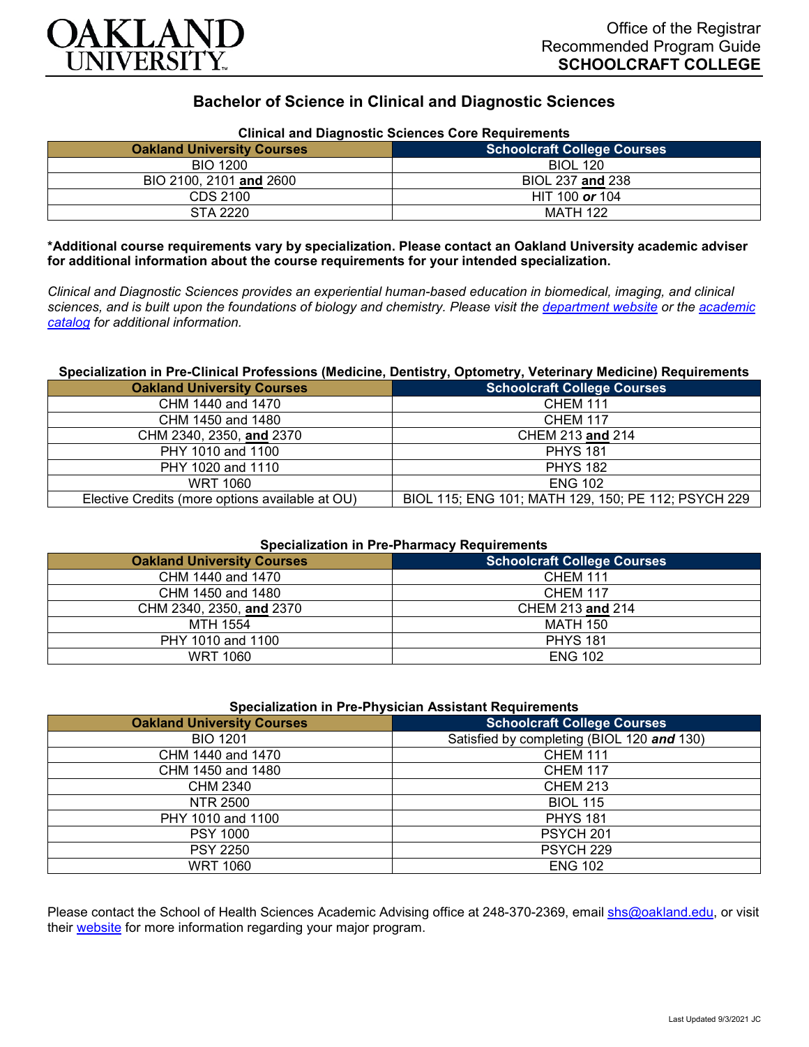OAKLAND UNIVERSITY

Office of the Registrar
Recommended Program Guide
**SCHOOLCRAFT COLLEGE**

# Bachelor of Science in Clinical and Diagnostic Sciences

**Clinical and Diagnostic Sciences Core Requirements**

| Oakland University Courses | Schoolcraft College Courses |
|---|---|
| BIO 1200 | BIOL 120 |
| BIO 2100, 2101 **and** 2600 | BIOL 237 **and** 238 |
| CDS 2100 | HIT 100 ***or*** 104 |
| STA 2220 | MATH 122 |

**\*Additional course requirements vary by specialization. Please contact an Oakland University academic adviser for additional information about the course requirements for your intended specialization.**

*Clinical and Diagnostic Sciences provides an experiential human-based education in biomedical, imaging, and clinical sciences, and is built upon the foundations of biology and chemistry. Please visit the department website or the academic catalog for additional information.*

**Specialization in Pre-Clinical Professions (Medicine, Dentistry, Optometry, Veterinary Medicine) Requirements**

| Oakland University Courses | Schoolcraft College Courses |
|---|---|
| CHM 1440 and 1470 | CHEM 111 |
| CHM 1450 and 1480 | CHEM 117 |
| CHM 2340, 2350, **and** 2370 | CHEM 213 **and** 214 |
| PHY 1010 and 1100 | PHYS 181 |
| PHY 1020 and 1110 | PHYS 182 |
| WRT 1060 | ENG 102 |
| Elective Credits (more options available at OU) | BIOL 115; ENG 101; MATH 129, 150; PE 112; PSYCH 229 |

**Specialization in Pre-Pharmacy Requirements**

| Oakland University Courses | Schoolcraft College Courses |
|---|---|
| CHM 1440 and 1470 | CHEM 111 |
| CHM 1450 and 1480 | CHEM 117 |
| CHM 2340, 2350, **and** 2370 | CHEM 213 **and** 214 |
| MTH 1554 | MATH 150 |
| PHY 1010 and 1100 | PHYS 181 |
| WRT 1060 | ENG 102 |

**Specialization in Pre-Physician Assistant Requirements**

| Oakland University Courses | Schoolcraft College Courses |
|---|---|
| BIO 1201 | Satisfied by completing (BIOL 120 ***and*** 130) |
| CHM 1440 and 1470 | CHEM 111 |
| CHM 1450 and 1480 | CHEM 117 |
| CHM 2340 | CHEM 213 |
| NTR 2500 | BIOL 115 |
| PHY 1010 and 1100 | PHYS 181 |
| PSY 1000 | PSYCH 201 |
| PSY 2250 | PSYCH 229 |
| WRT 1060 | ENG 102 |

Please contact the School of Health Sciences Academic Advising office at 248-370-2369, email shs@oakland.edu, or visit their website for more information regarding your major program.

Last Updated 9/3/2021 JC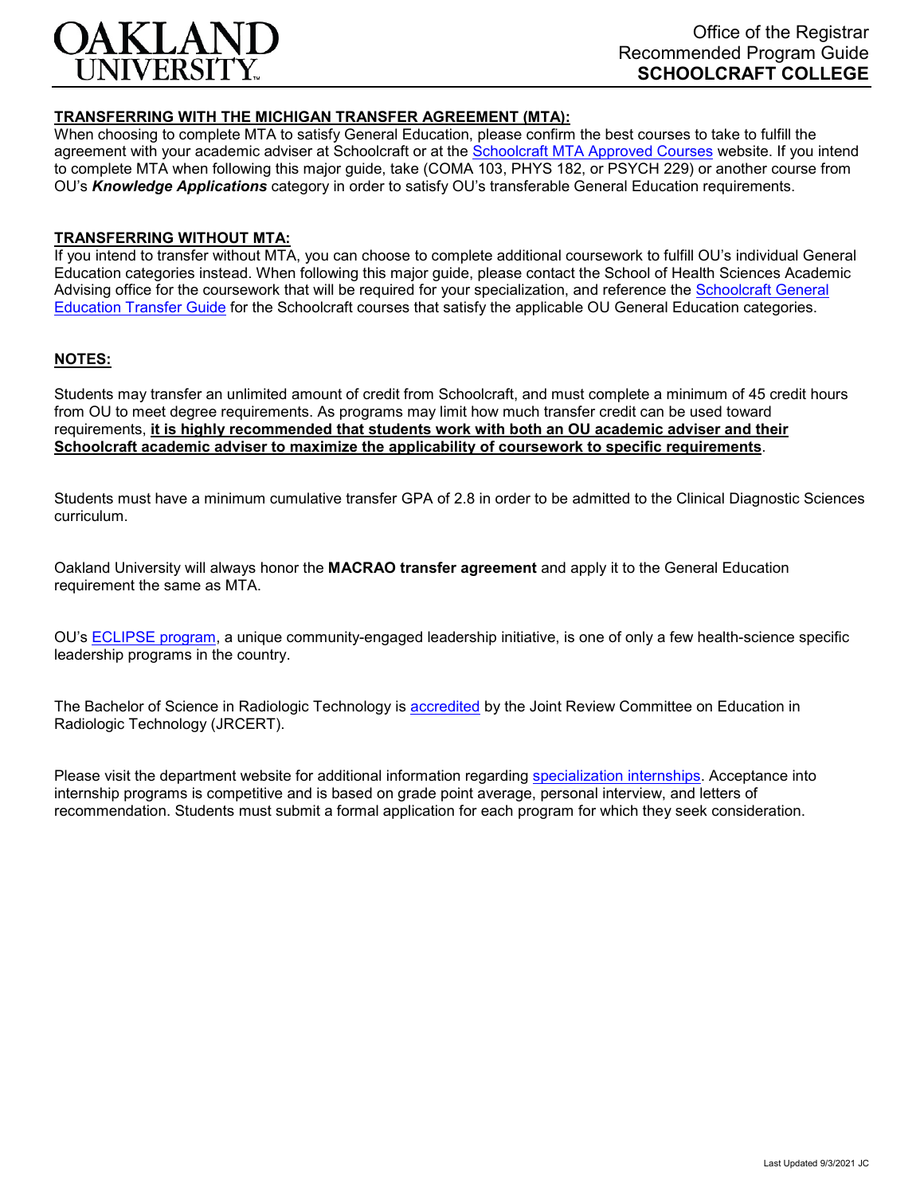**TRANSFERRING WITH THE MICHIGAN TRANSFER AGREEMENT (MTA):**

When choosing to complete MTA to satisfy General Education, please confirm the best courses to take to fulfill the agreement with your academic adviser at Schoolcraft or at the Schoolcraft MTA Approved Courses website. If you intend to complete MTA when following this major guide, take (COMA 103, PHYS 182, or PSYCH 229) or another course from OU's ***Knowledge Applications*** category in order to satisfy OU's transferable General Education requirements.

**TRANSFERRING WITHOUT MTA:**

If you intend to transfer without MTA, you can choose to complete additional coursework to fulfill OU's individual General Education categories instead. When following this major guide, please contact the School of Health Sciences Academic Advising office for the coursework that will be required for your specialization, and reference the Schoolcraft General Education Transfer Guide for the Schoolcraft courses that satisfy the applicable OU General Education categories.

**NOTES:**

Students may transfer an unlimited amount of credit from Schoolcraft, and must complete a minimum of 45 credit hours from OU to meet degree requirements. As programs may limit how much transfer credit can be used toward requirements, **it is highly recommended that students work with both an OU academic adviser and their Schoolcraft academic adviser to maximize the applicability of coursework to specific requirements**.

Students must have a minimum cumulative transfer GPA of 2.8 in order to be admitted to the Clinical Diagnostic Sciences curriculum.

Oakland University will always honor the **MACRAO transfer agreement** and apply it to the General Education requirement the same as MTA.

OU's ECLIPSE program, a unique community-engaged leadership initiative, is one of only a few health-science specific leadership programs in the country.

The Bachelor of Science in Radiologic Technology is accredited by the Joint Review Committee on Education in Radiologic Technology (JRCERT).

Please visit the department website for additional information regarding specialization internships. Acceptance into internship programs is competitive and is based on grade point average, personal interview, and letters of recommendation. Students must submit a formal application for each program for which they seek consideration.